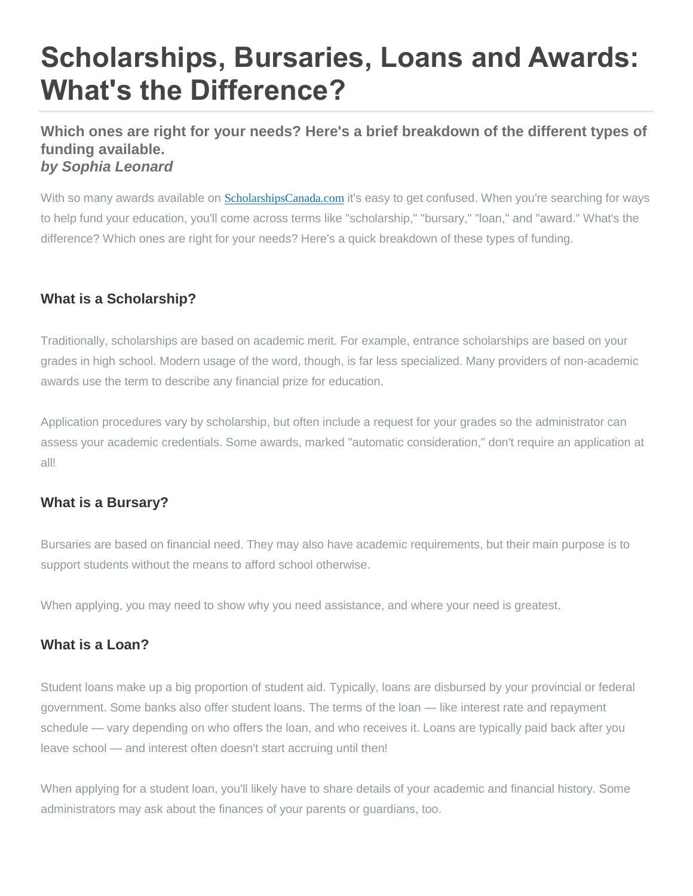# Scholarships, Bursaries, Loans and Awards: What's the Difference?

### Which ones are right for your needs? Here's a brief breakdown of the different types of funding available.

***by Sophia Leonard***

With so many awards available on [ScholarshipsCanada.com](ScholarshipsCanada.com) it's easy to get confused. When you're searching for ways to help fund your education, you'll come across terms like "scholarship," "bursary," "loan," and "award." What's the difference? Which ones are right for your needs? Here's a quick breakdown of these types of funding.

## What is a Scholarship?

Traditionally, scholarships are based on academic merit. For example, entrance scholarships are based on your grades in high school. Modern usage of the word, though, is far less specialized. Many providers of non-academic awards use the term to describe any financial prize for education.

Application procedures vary by scholarship, but often include a request for your grades so the administrator can assess your academic credentials. Some awards, marked "automatic consideration," don't require an application at all!

## What is a Bursary?

Bursaries are based on financial need. They may also have academic requirements, but their main purpose is to support students without the means to afford school otherwise.

When applying, you may need to show why you need assistance, and where your need is greatest.

## What is a Loan?

Student loans make up a big proportion of student aid. Typically, loans are disbursed by your provincial or federal government. Some banks also offer student loans. The terms of the loan — like interest rate and repayment schedule — vary depending on who offers the loan, and who receives it. Loans are typically paid back after you leave school — and interest often doesn't start accruing until then!

When applying for a student loan, you'll likely have to share details of your academic and financial history. Some administrators may ask about the finances of your parents or guardians, too.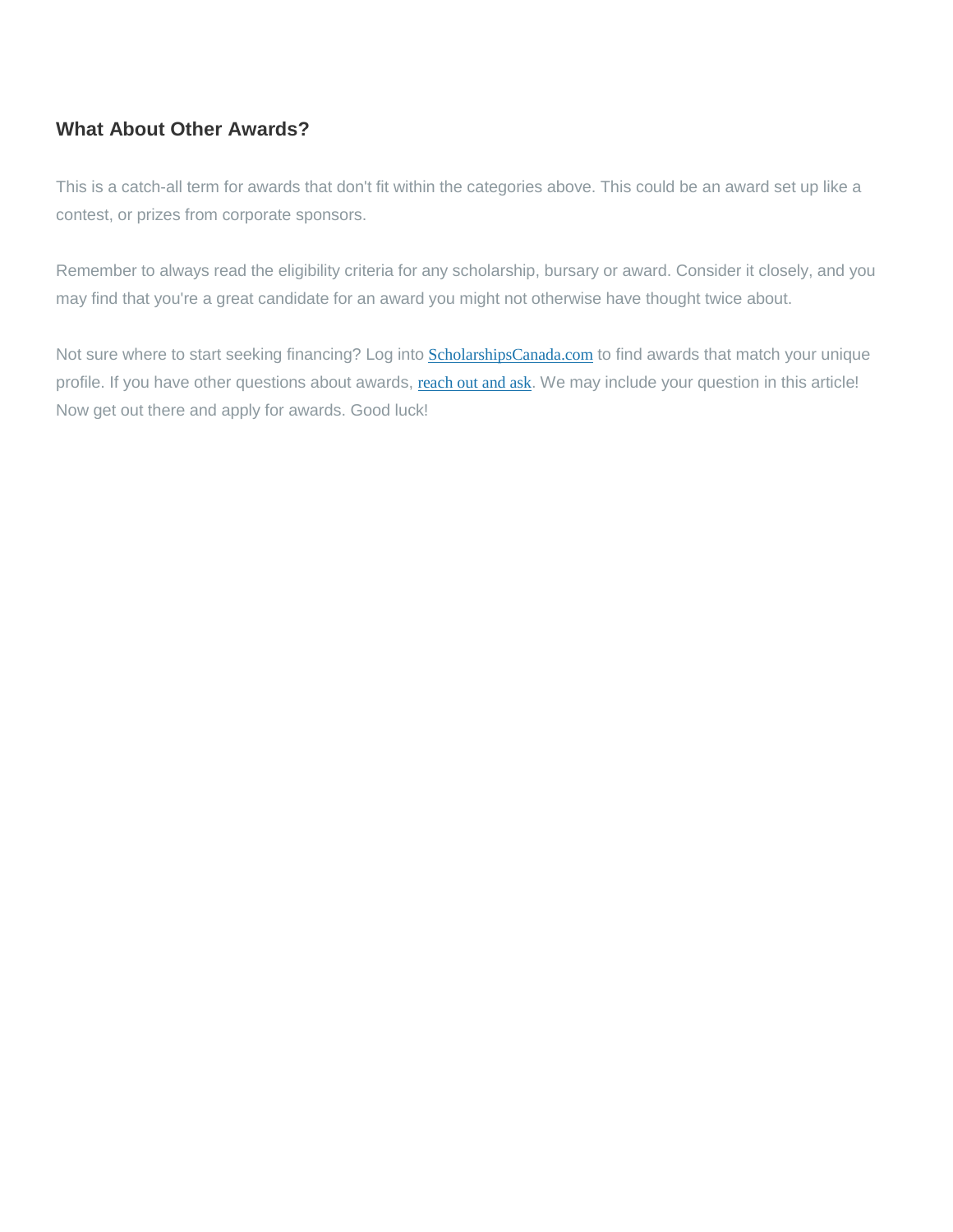### What About Other Awards?

This is a catch-all term for awards that don't fit within the categories above. This could be an award set up like a contest, or prizes from corporate sponsors.

Remember to always read the eligibility criteria for any scholarship, bursary or award. Consider it closely, and you may find that you're a great candidate for an award you might not otherwise have thought twice about.

Not sure where to start seeking financing? Log into ScholarshipsCanada.com to find awards that match your unique profile. If you have other questions about awards, reach out and ask. We may include your question in this article! Now get out there and apply for awards. Good luck!